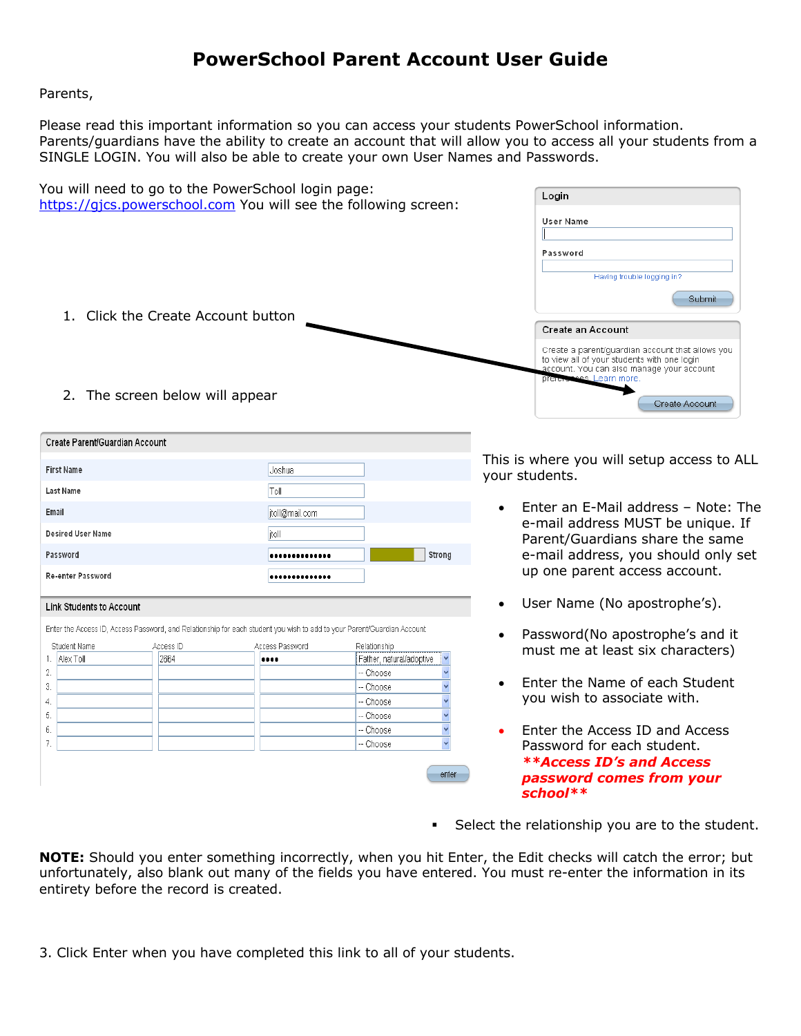# PowerSchool Parent Account User Guide

Parents,

Please read this important information so you can access your students PowerSchool information. Parents/guardians have the ability to create an account that will allow you to access all your students from a SINGLE LOGIN. You will also be able to create your own User Names and Passwords.

You will need to go to the PowerSchool login page: [https://gjcs.powerschool.com](https://gjcs.powerschool.com) You will see the following screen:

1. Click the Create Account button
2. The screen below will appear

This is where you will setup access to ALL your students.

- Enter an E-Mail address – Note: The e-mail address MUST be unique. If Parent/Guardians share the same e-mail address, you should only set up one parent access account.
- User Name (No apostrophe's).
- Password(No apostrophe's and it must me at least six characters)
- Enter the Name of each Student you wish to associate with.
- Enter the Access ID and Access Password for each student. ***\*\*Access ID's and Access password comes from your school\*\****
- Select the relationship you are to the student.

**NOTE:** Should you enter something incorrectly, when you hit Enter, the Edit checks will catch the error; but unfortunately, also blank out many of the fields you have entered. You must re-enter the information in its entirety before the record is created.

3. Click Enter when you have completed this link to all of your students.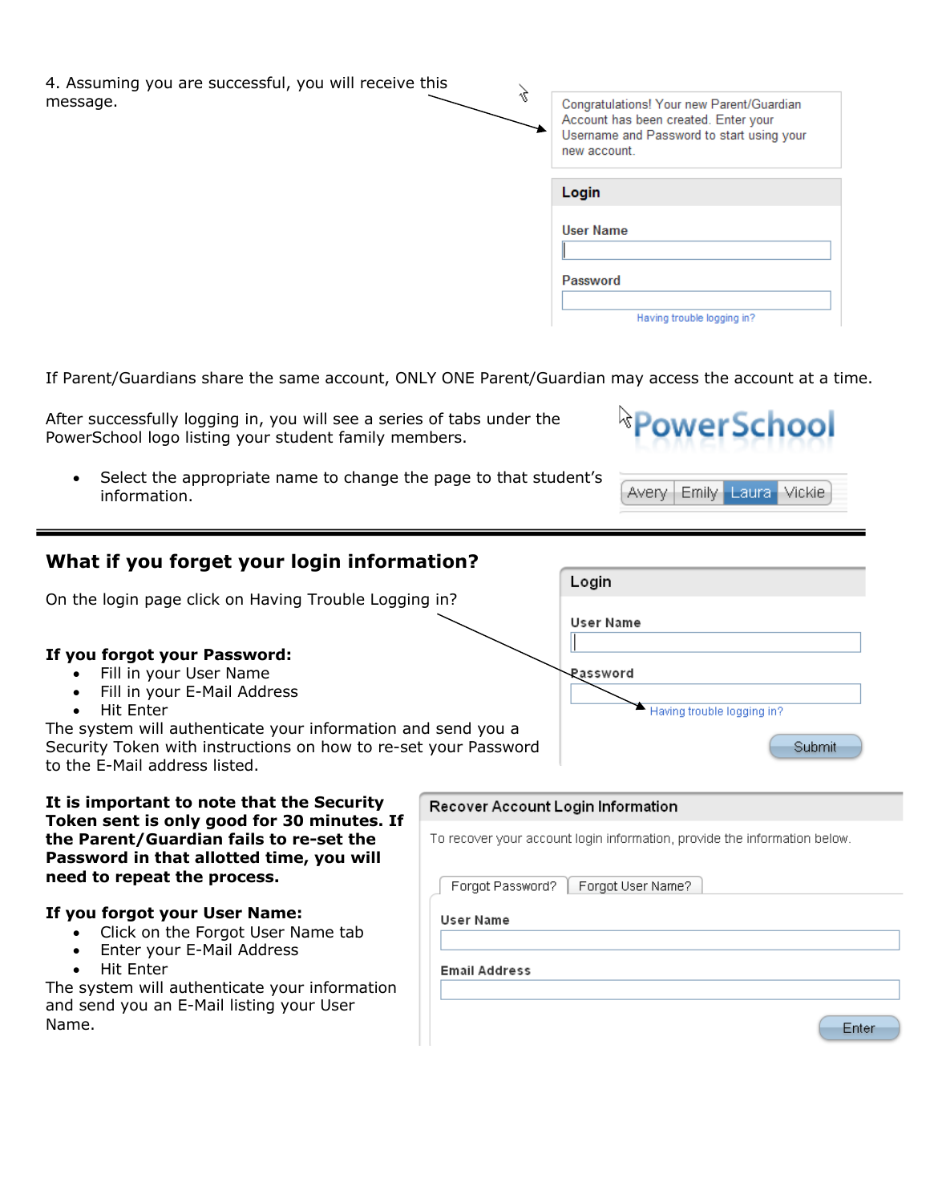4. Assuming you are successful, you will receive this message.

Congratulations! Your new Parent/Guardian Account has been created. Enter your Username and Password to start using your new account.

**Login**

User Name

Password

Having trouble logging in?

If Parent/Guardians share the same account, ONLY ONE Parent/Guardian may access the account at a time.

After successfully logging in, you will see a series of tabs under the PowerSchool logo listing your student family members.

- Select the appropriate name to change the page to that student's information.

PowerSchool

Avery | Emily | Laura | Vickie

---

## What if you forget your login information?

On the login page click on Having Trouble Logging in?

**Login**

User Name

Password

Having trouble logging in?

Submit

**If you forgot your Password:**

- Fill in your User Name
- Fill in your E-Mail Address
- Hit Enter

The system will authenticate your information and send you a Security Token with instructions on how to re-set your Password to the E-Mail address listed.

**It is important to note that the Security Token sent is only good for 30 minutes. If the Parent/Guardian fails to re-set the Password in that allotted time, you will need to repeat the process.**

**Recover Account Login Information**

To recover your account login information, provide the information below.

Forgot Password? | Forgot User Name?

User Name

Email Address

Enter

**If you forgot your User Name:**

- Click on the Forgot User Name tab
- Enter your E-Mail Address
- Hit Enter

The system will authenticate your information and send you an E-Mail listing your User Name.